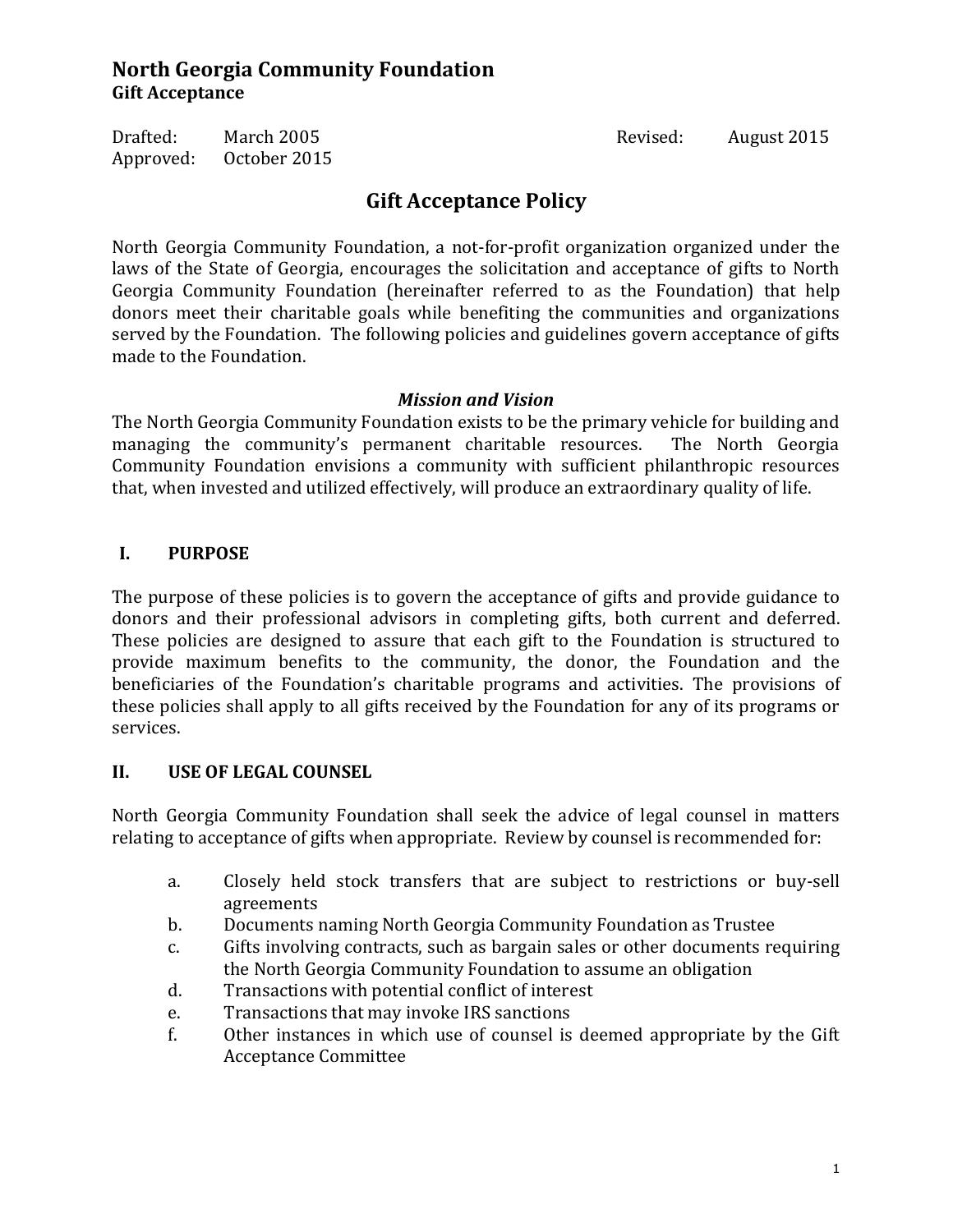# North Georgia Community Foundation
**Gift Acceptance**

Drafted: March 2005 Revised: August 2015
Approved: October 2015

## Gift Acceptance Policy

North Georgia Community Foundation, a not-for-profit organization organized under the laws of the State of Georgia, encourages the solicitation and acceptance of gifts to North Georgia Community Foundation (hereinafter referred to as the Foundation) that help donors meet their charitable goals while benefiting the communities and organizations served by the Foundation. The following policies and guidelines govern acceptance of gifts made to the Foundation.

***Mission and Vision***

The North Georgia Community Foundation exists to be the primary vehicle for building and managing the community's permanent charitable resources. The North Georgia Community Foundation envisions a community with sufficient philanthropic resources that, when invested and utilized effectively, will produce an extraordinary quality of life.

### I. PURPOSE

The purpose of these policies is to govern the acceptance of gifts and provide guidance to donors and their professional advisors in completing gifts, both current and deferred. These policies are designed to assure that each gift to the Foundation is structured to provide maximum benefits to the community, the donor, the Foundation and the beneficiaries of the Foundation's charitable programs and activities. The provisions of these policies shall apply to all gifts received by the Foundation for any of its programs or services.

### II. USE OF LEGAL COUNSEL

North Georgia Community Foundation shall seek the advice of legal counsel in matters relating to acceptance of gifts when appropriate. Review by counsel is recommended for:

- a. Closely held stock transfers that are subject to restrictions or buy-sell agreements
- b. Documents naming North Georgia Community Foundation as Trustee
- c. Gifts involving contracts, such as bargain sales or other documents requiring the North Georgia Community Foundation to assume an obligation
- d. Transactions with potential conflict of interest
- e. Transactions that may invoke IRS sanctions
- f. Other instances in which use of counsel is deemed appropriate by the Gift Acceptance Committee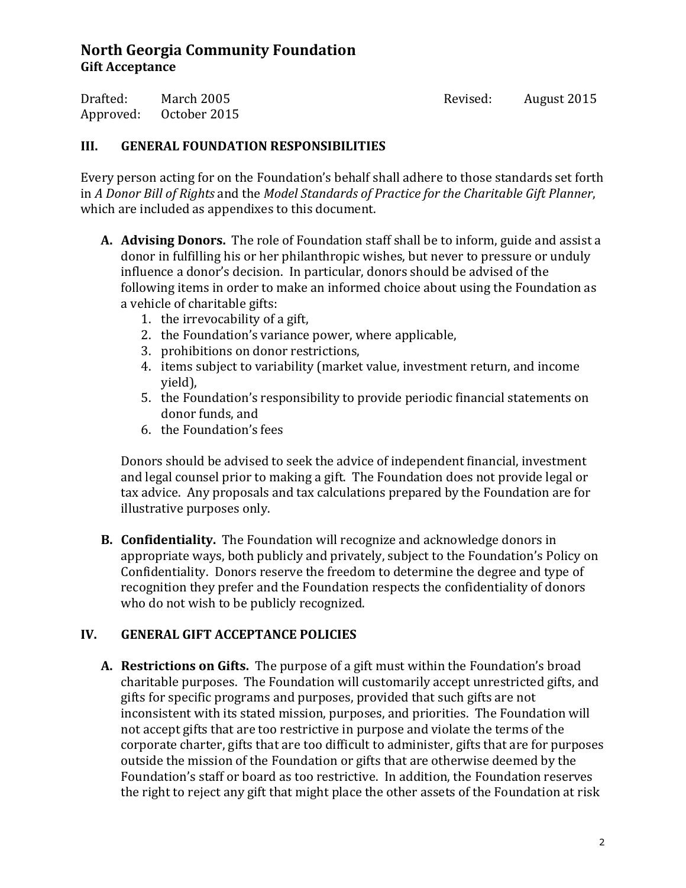## North Georgia Community Foundation
### Gift Acceptance

Drafted: March 2005 Revised: August 2015
Approved: October 2015

### III. GENERAL FOUNDATION RESPONSIBILITIES

Every person acting for on the Foundation's behalf shall adhere to those standards set forth in *A Donor Bill of Rights* and the *Model Standards of Practice for the Charitable Gift Planner*, which are included as appendixes to this document.

**A. Advising Donors.** The role of Foundation staff shall be to inform, guide and assist a donor in fulfilling his or her philanthropic wishes, but never to pressure or unduly influence a donor's decision. In particular, donors should be advised of the following items in order to make an informed choice about using the Foundation as a vehicle of charitable gifts:

1. the irrevocability of a gift,
2. the Foundation's variance power, where applicable,
3. prohibitions on donor restrictions,
4. items subject to variability (market value, investment return, and income yield),
5. the Foundation's responsibility to provide periodic financial statements on donor funds, and
6. the Foundation's fees

Donors should be advised to seek the advice of independent financial, investment and legal counsel prior to making a gift. The Foundation does not provide legal or tax advice. Any proposals and tax calculations prepared by the Foundation are for illustrative purposes only.

**B. Confidentiality.** The Foundation will recognize and acknowledge donors in appropriate ways, both publicly and privately, subject to the Foundation's Policy on Confidentiality. Donors reserve the freedom to determine the degree and type of recognition they prefer and the Foundation respects the confidentiality of donors who do not wish to be publicly recognized.

### IV. GENERAL GIFT ACCEPTANCE POLICIES

**A. Restrictions on Gifts.** The purpose of a gift must within the Foundation's broad charitable purposes. The Foundation will customarily accept unrestricted gifts, and gifts for specific programs and purposes, provided that such gifts are not inconsistent with its stated mission, purposes, and priorities. The Foundation will not accept gifts that are too restrictive in purpose and violate the terms of the corporate charter, gifts that are too difficult to administer, gifts that are for purposes outside the mission of the Foundation or gifts that are otherwise deemed by the Foundation's staff or board as too restrictive. In addition, the Foundation reserves the right to reject any gift that might place the other assets of the Foundation at risk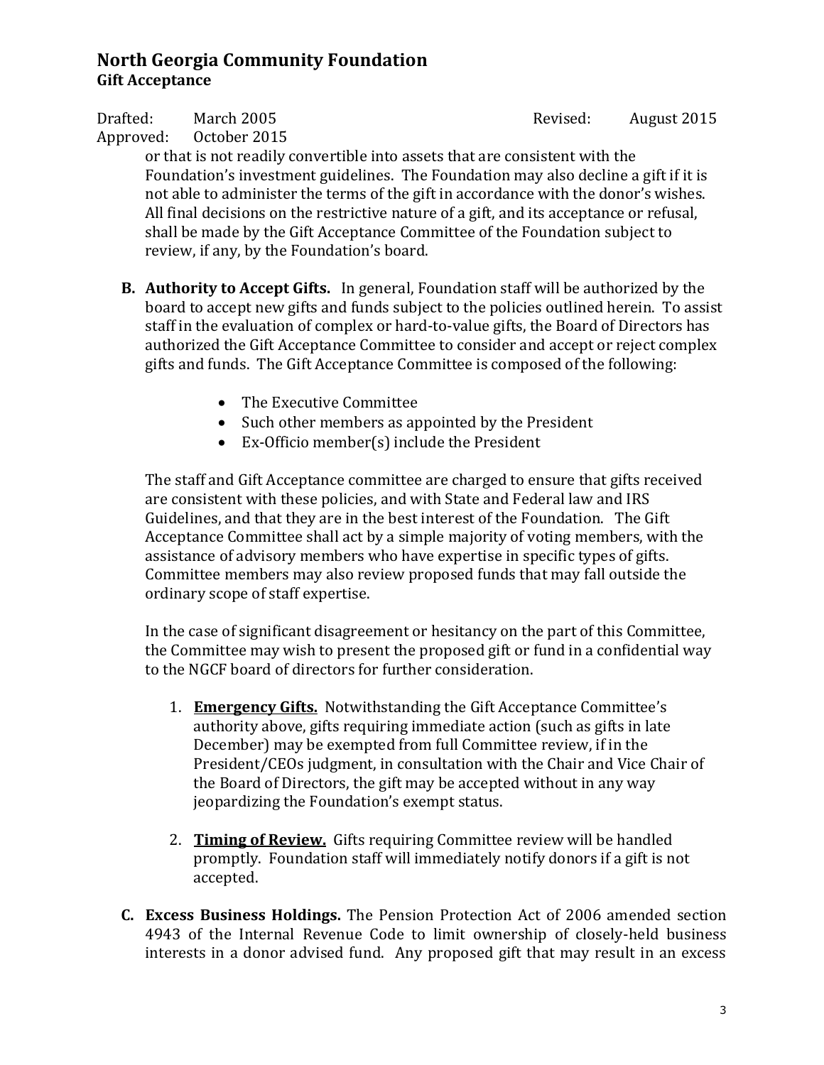or that is not readily convertible into assets that are consistent with the Foundation's investment guidelines. The Foundation may also decline a gift if it is not able to administer the terms of the gift in accordance with the donor's wishes. All final decisions on the restrictive nature of a gift, and its acceptance or refusal, shall be made by the Gift Acceptance Committee of the Foundation subject to review, if any, by the Foundation's board.

**B. Authority to Accept Gifts.** In general, Foundation staff will be authorized by the board to accept new gifts and funds subject to the policies outlined herein. To assist staff in the evaluation of complex or hard-to-value gifts, the Board of Directors has authorized the Gift Acceptance Committee to consider and accept or reject complex gifts and funds. The Gift Acceptance Committee is composed of the following:

- The Executive Committee
- Such other members as appointed by the President
- Ex-Officio member(s) include the President

The staff and Gift Acceptance committee are charged to ensure that gifts received are consistent with these policies, and with State and Federal law and IRS Guidelines, and that they are in the best interest of the Foundation. The Gift Acceptance Committee shall act by a simple majority of voting members, with the assistance of advisory members who have expertise in specific types of gifts. Committee members may also review proposed funds that may fall outside the ordinary scope of staff expertise.

In the case of significant disagreement or hesitancy on the part of this Committee, the Committee may wish to present the proposed gift or fund in a confidential way to the NGCF board of directors for further consideration.

1. **Emergency Gifts.** Notwithstanding the Gift Acceptance Committee's authority above, gifts requiring immediate action (such as gifts in late December) may be exempted from full Committee review, if in the President/CEOs judgment, in consultation with the Chair and Vice Chair of the Board of Directors, the gift may be accepted without in any way jeopardizing the Foundation's exempt status.

2. **Timing of Review.** Gifts requiring Committee review will be handled promptly. Foundation staff will immediately notify donors if a gift is not accepted.

**C. Excess Business Holdings.** The Pension Protection Act of 2006 amended section 4943 of the Internal Revenue Code to limit ownership of closely-held business interests in a donor advised fund. Any proposed gift that may result in an excess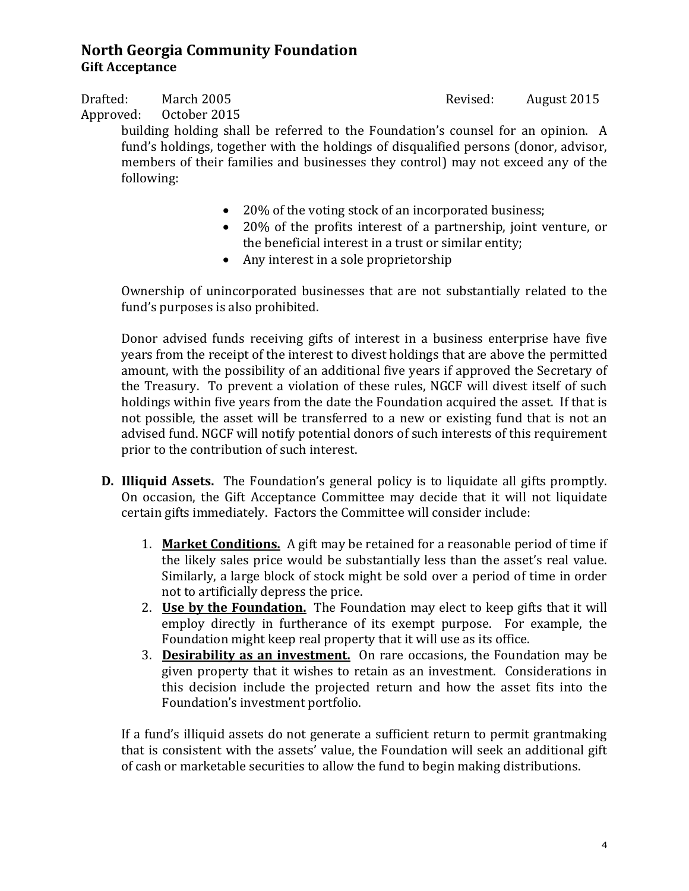building holding shall be referred to the Foundation's counsel for an opinion. A fund's holdings, together with the holdings of disqualified persons (donor, advisor, members of their families and businesses they control) may not exceed any of the following:

- 20% of the voting stock of an incorporated business;
- 20% of the profits interest of a partnership, joint venture, or the beneficial interest in a trust or similar entity;
- Any interest in a sole proprietorship

Ownership of unincorporated businesses that are not substantially related to the fund's purposes is also prohibited.

Donor advised funds receiving gifts of interest in a business enterprise have five years from the receipt of the interest to divest holdings that are above the permitted amount, with the possibility of an additional five years if approved the Secretary of the Treasury. To prevent a violation of these rules, NGCF will divest itself of such holdings within five years from the date the Foundation acquired the asset. If that is not possible, the asset will be transferred to a new or existing fund that is not an advised fund. NGCF will notify potential donors of such interests of this requirement prior to the contribution of such interest.

**D. Illiquid Assets.** The Foundation's general policy is to liquidate all gifts promptly. On occasion, the Gift Acceptance Committee may decide that it will not liquidate certain gifts immediately. Factors the Committee will consider include:

1. **Market Conditions.** A gift may be retained for a reasonable period of time if the likely sales price would be substantially less than the asset's real value. Similarly, a large block of stock might be sold over a period of time in order not to artificially depress the price.
2. **Use by the Foundation.** The Foundation may elect to keep gifts that it will employ directly in furtherance of its exempt purpose. For example, the Foundation might keep real property that it will use as its office.
3. **Desirability as an investment.** On rare occasions, the Foundation may be given property that it wishes to retain as an investment. Considerations in this decision include the projected return and how the asset fits into the Foundation's investment portfolio.

If a fund's illiquid assets do not generate a sufficient return to permit grantmaking that is consistent with the assets' value, the Foundation will seek an additional gift of cash or marketable securities to allow the fund to begin making distributions.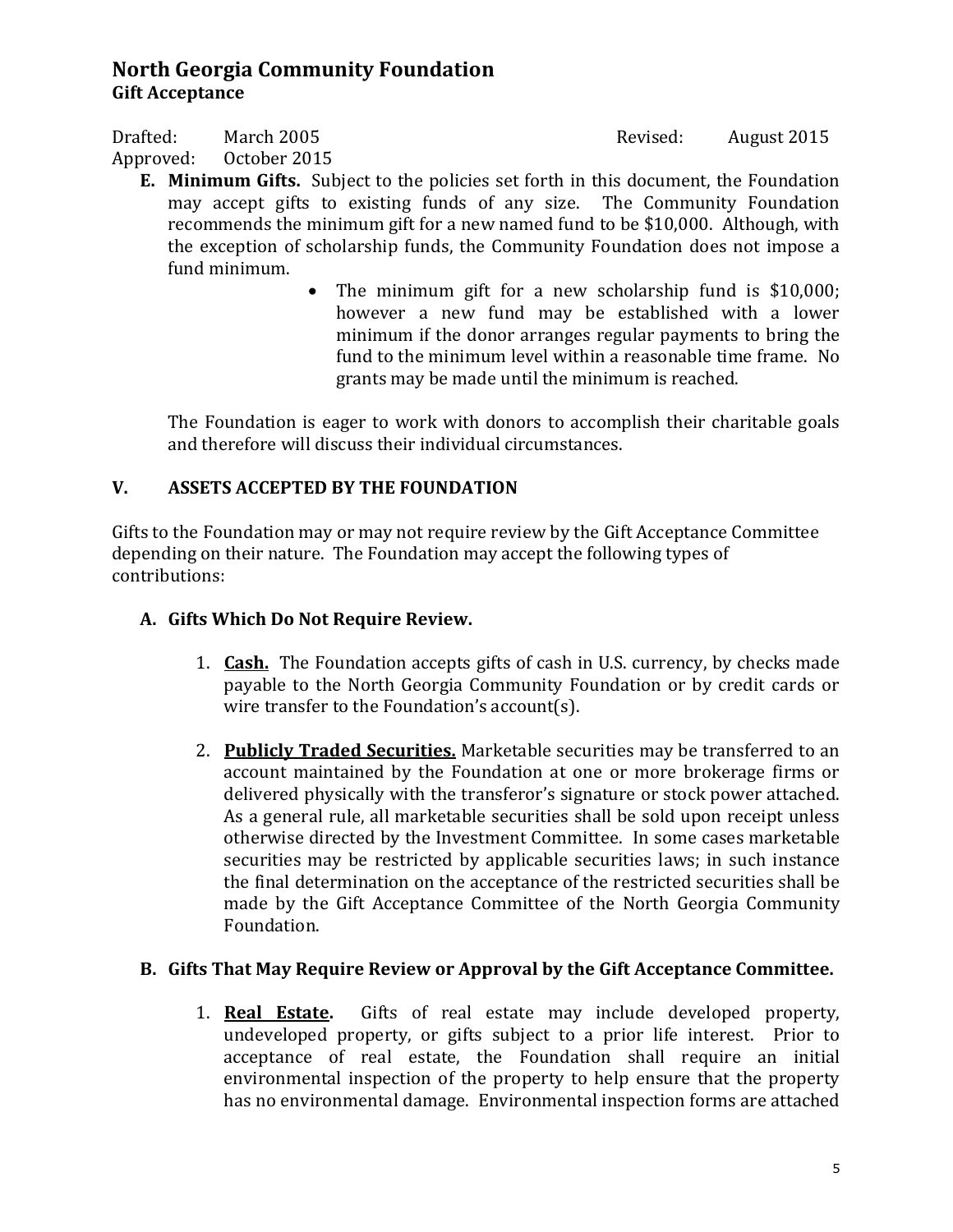**E. Minimum Gifts.** Subject to the policies set forth in this document, the Foundation may accept gifts to existing funds of any size. The Community Foundation recommends the minimum gift for a new named fund to be $10,000. Although, with the exception of scholarship funds, the Community Foundation does not impose a fund minimum.

- The minimum gift for a new scholarship fund is $10,000; however a new fund may be established with a lower minimum if the donor arranges regular payments to bring the fund to the minimum level within a reasonable time frame. No grants may be made until the minimum is reached.

The Foundation is eager to work with donors to accomplish their charitable goals and therefore will discuss their individual circumstances.

## V. ASSETS ACCEPTED BY THE FOUNDATION

Gifts to the Foundation may or may not require review by the Gift Acceptance Committee depending on their nature. The Foundation may accept the following types of contributions:

### A. Gifts Which Do Not Require Review.

1. **Cash.** The Foundation accepts gifts of cash in U.S. currency, by checks made payable to the North Georgia Community Foundation or by credit cards or wire transfer to the Foundation's account(s).

2. **Publicly Traded Securities.** Marketable securities may be transferred to an account maintained by the Foundation at one or more brokerage firms or delivered physically with the transferor's signature or stock power attached. As a general rule, all marketable securities shall be sold upon receipt unless otherwise directed by the Investment Committee. In some cases marketable securities may be restricted by applicable securities laws; in such instance the final determination on the acceptance of the restricted securities shall be made by the Gift Acceptance Committee of the North Georgia Community Foundation.

### B. Gifts That May Require Review or Approval by the Gift Acceptance Committee.

1. **Real Estate.** Gifts of real estate may include developed property, undeveloped property, or gifts subject to a prior life interest. Prior to acceptance of real estate, the Foundation shall require an initial environmental inspection of the property to help ensure that the property has no environmental damage. Environmental inspection forms are attached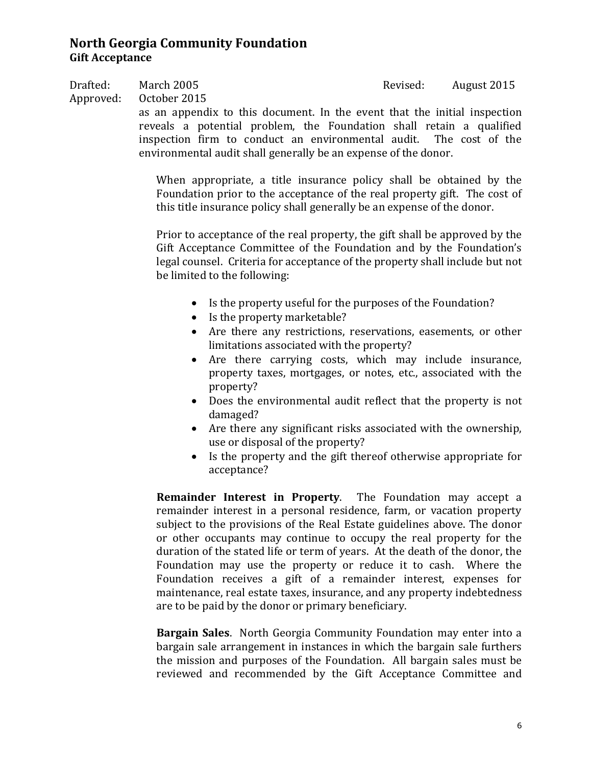as an appendix to this document. In the event that the initial inspection reveals a potential problem, the Foundation shall retain a qualified inspection firm to conduct an environmental audit. The cost of the environmental audit shall generally be an expense of the donor.

When appropriate, a title insurance policy shall be obtained by the Foundation prior to the acceptance of the real property gift. The cost of this title insurance policy shall generally be an expense of the donor.

Prior to acceptance of the real property, the gift shall be approved by the Gift Acceptance Committee of the Foundation and by the Foundation's legal counsel. Criteria for acceptance of the property shall include but not be limited to the following:

- Is the property useful for the purposes of the Foundation?
- Is the property marketable?
- Are there any restrictions, reservations, easements, or other limitations associated with the property?
- Are there carrying costs, which may include insurance, property taxes, mortgages, or notes, etc., associated with the property?
- Does the environmental audit reflect that the property is not damaged?
- Are there any significant risks associated with the ownership, use or disposal of the property?
- Is the property and the gift thereof otherwise appropriate for acceptance?

**Remainder Interest in Property**. The Foundation may accept a remainder interest in a personal residence, farm, or vacation property subject to the provisions of the Real Estate guidelines above. The donor or other occupants may continue to occupy the real property for the duration of the stated life or term of years. At the death of the donor, the Foundation may use the property or reduce it to cash. Where the Foundation receives a gift of a remainder interest, expenses for maintenance, real estate taxes, insurance, and any property indebtedness are to be paid by the donor or primary beneficiary.

**Bargain Sales**. North Georgia Community Foundation may enter into a bargain sale arrangement in instances in which the bargain sale furthers the mission and purposes of the Foundation. All bargain sales must be reviewed and recommended by the Gift Acceptance Committee and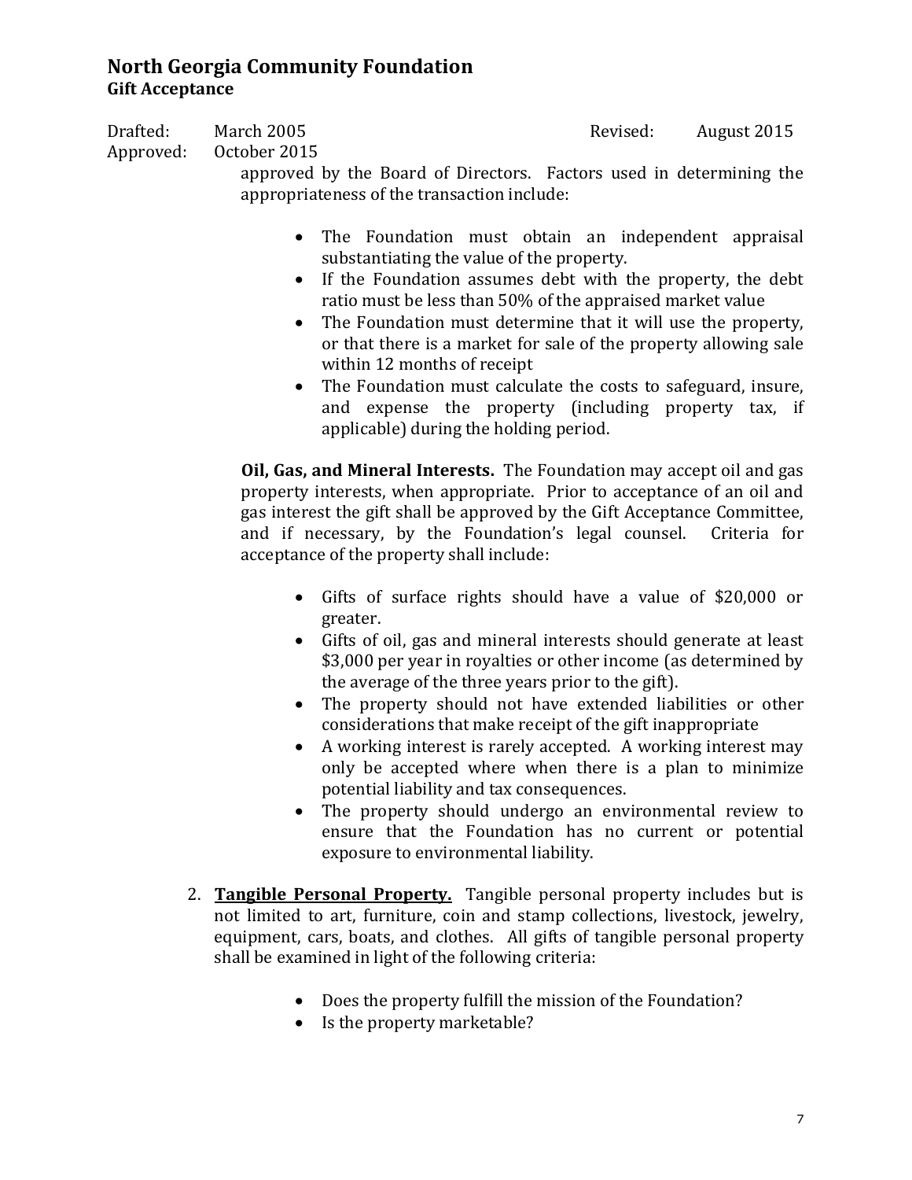approved by the Board of Directors. Factors used in determining the appropriateness of the transaction include:

- The Foundation must obtain an independent appraisal substantiating the value of the property.
- If the Foundation assumes debt with the property, the debt ratio must be less than 50% of the appraised market value
- The Foundation must determine that it will use the property, or that there is a market for sale of the property allowing sale within 12 months of receipt
- The Foundation must calculate the costs to safeguard, insure, and expense the property (including property tax, if applicable) during the holding period.

**Oil, Gas, and Mineral Interests.** The Foundation may accept oil and gas property interests, when appropriate. Prior to acceptance of an oil and gas interest the gift shall be approved by the Gift Acceptance Committee, and if necessary, by the Foundation's legal counsel. Criteria for acceptance of the property shall include:

- Gifts of surface rights should have a value of $20,000 or greater.
- Gifts of oil, gas and mineral interests should generate at least $3,000 per year in royalties or other income (as determined by the average of the three years prior to the gift).
- The property should not have extended liabilities or other considerations that make receipt of the gift inappropriate
- A working interest is rarely accepted. A working interest may only be accepted where when there is a plan to minimize potential liability and tax consequences.
- The property should undergo an environmental review to ensure that the Foundation has no current or potential exposure to environmental liability.

2. **Tangible Personal Property.** Tangible personal property includes but is not limited to art, furniture, coin and stamp collections, livestock, jewelry, equipment, cars, boats, and clothes. All gifts of tangible personal property shall be examined in light of the following criteria:

   - Does the property fulfill the mission of the Foundation?
   - Is the property marketable?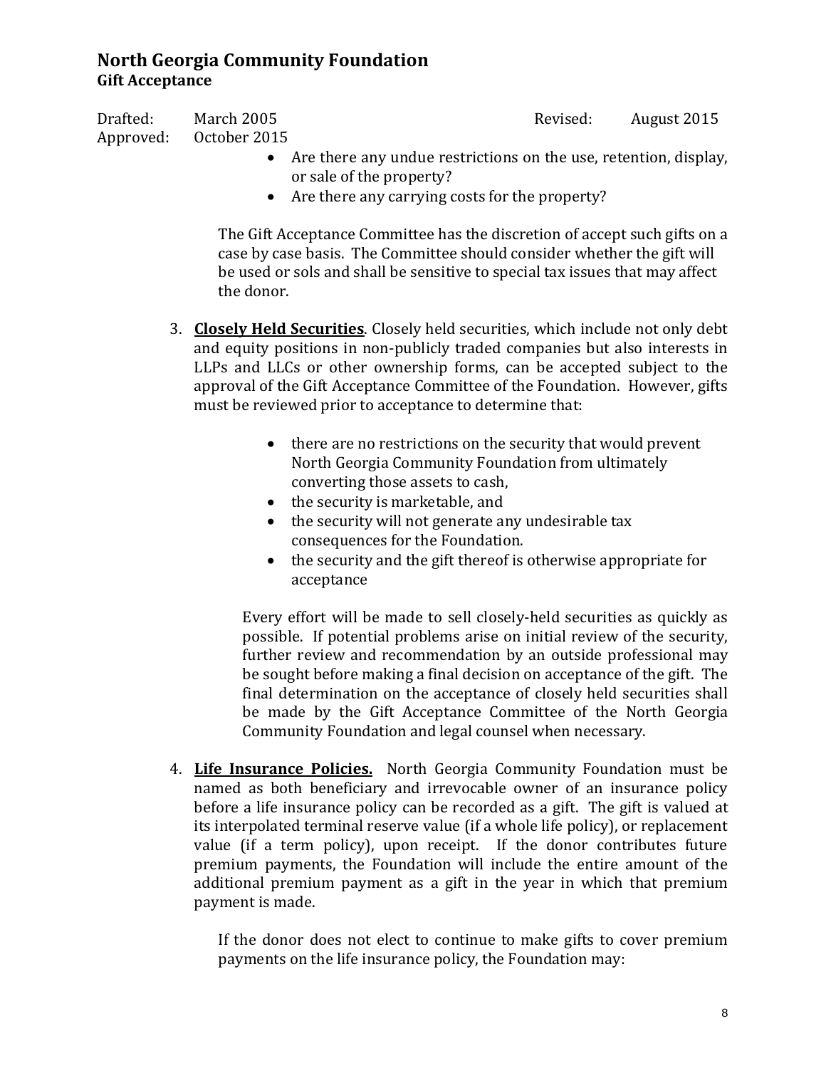- Are there any undue restrictions on the use, retention, display, or sale of the property?
- Are there any carrying costs for the property?

The Gift Acceptance Committee has the discretion of accept such gifts on a case by case basis. The Committee should consider whether the gift will be used or sols and shall be sensitive to special tax issues that may affect the donor.

3. **Closely Held Securities**. Closely held securities, which include not only debt and equity positions in non-publicly traded companies but also interests in LLPs and LLCs or other ownership forms, can be accepted subject to the approval of the Gift Acceptance Committee of the Foundation. However, gifts must be reviewed prior to acceptance to determine that:

   - there are no restrictions on the security that would prevent North Georgia Community Foundation from ultimately converting those assets to cash,
   - the security is marketable, and
   - the security will not generate any undesirable tax consequences for the Foundation.
   - the security and the gift thereof is otherwise appropriate for acceptance

   Every effort will be made to sell closely-held securities as quickly as possible. If potential problems arise on initial review of the security, further review and recommendation by an outside professional may be sought before making a final decision on acceptance of the gift. The final determination on the acceptance of closely held securities shall be made by the Gift Acceptance Committee of the North Georgia Community Foundation and legal counsel when necessary.

4. **Life Insurance Policies.** North Georgia Community Foundation must be named as both beneficiary and irrevocable owner of an insurance policy before a life insurance policy can be recorded as a gift. The gift is valued at its interpolated terminal reserve value (if a whole life policy), or replacement value (if a term policy), upon receipt. If the donor contributes future premium payments, the Foundation will include the entire amount of the additional premium payment as a gift in the year in which that premium payment is made.

   If the donor does not elect to continue to make gifts to cover premium payments on the life insurance policy, the Foundation may: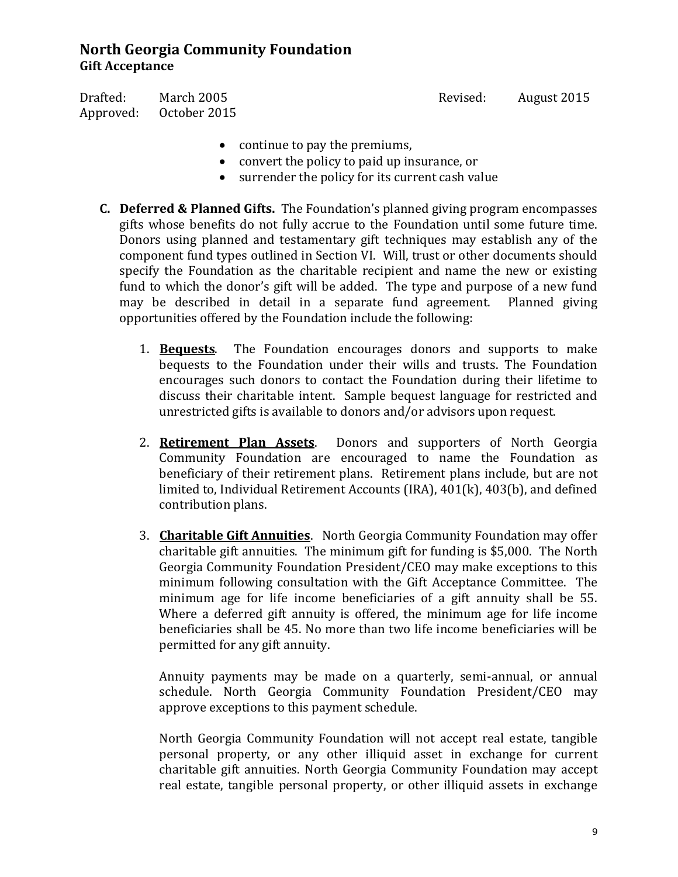- continue to pay the premiums,
- convert the policy to paid up insurance, or
- surrender the policy for its current cash value

**C. Deferred & Planned Gifts.** The Foundation's planned giving program encompasses gifts whose benefits do not fully accrue to the Foundation until some future time. Donors using planned and testamentary gift techniques may establish any of the component fund types outlined in Section VI. Will, trust or other documents should specify the Foundation as the charitable recipient and name the new or existing fund to which the donor's gift will be added. The type and purpose of a new fund may be described in detail in a separate fund agreement. Planned giving opportunities offered by the Foundation include the following:

1. **Bequests**. The Foundation encourages donors and supports to make bequests to the Foundation under their wills and trusts. The Foundation encourages such donors to contact the Foundation during their lifetime to discuss their charitable intent. Sample bequest language for restricted and unrestricted gifts is available to donors and/or advisors upon request.

2. **Retirement Plan Assets**. Donors and supporters of North Georgia Community Foundation are encouraged to name the Foundation as beneficiary of their retirement plans. Retirement plans include, but are not limited to, Individual Retirement Accounts (IRA), 401(k), 403(b), and defined contribution plans.

3. **Charitable Gift Annuities**. North Georgia Community Foundation may offer charitable gift annuities. The minimum gift for funding is $5,000. The North Georgia Community Foundation President/CEO may make exceptions to this minimum following consultation with the Gift Acceptance Committee. The minimum age for life income beneficiaries of a gift annuity shall be 55. Where a deferred gift annuity is offered, the minimum age for life income beneficiaries shall be 45. No more than two life income beneficiaries will be permitted for any gift annuity.

   Annuity payments may be made on a quarterly, semi-annual, or annual schedule. North Georgia Community Foundation President/CEO may approve exceptions to this payment schedule.

   North Georgia Community Foundation will not accept real estate, tangible personal property, or any other illiquid asset in exchange for current charitable gift annuities. North Georgia Community Foundation may accept real estate, tangible personal property, or other illiquid assets in exchange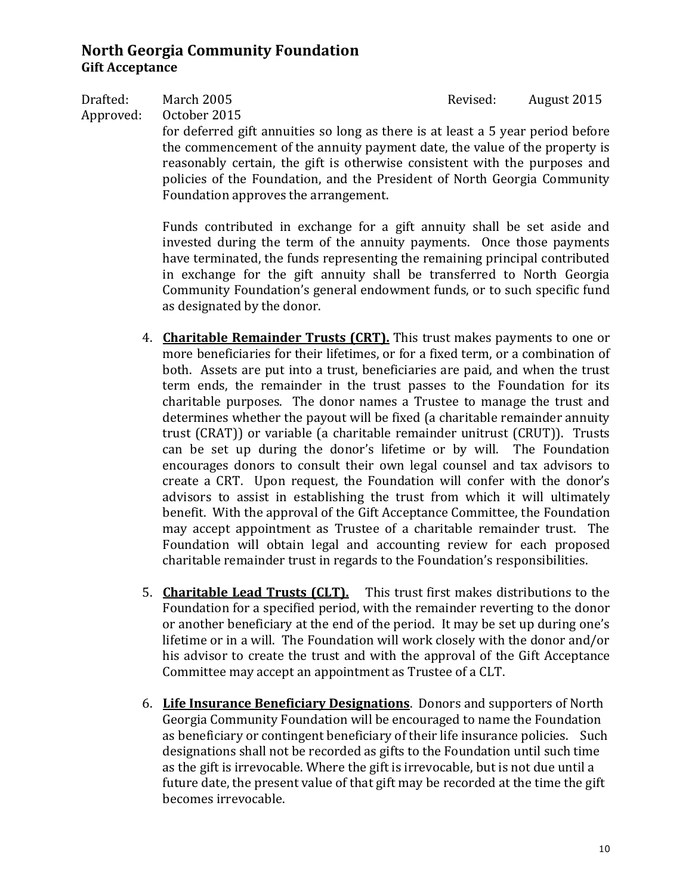for deferred gift annuities so long as there is at least a 5 year period before the commencement of the annuity payment date, the value of the property is reasonably certain, the gift is otherwise consistent with the purposes and policies of the Foundation, and the President of North Georgia Community Foundation approves the arrangement.

Funds contributed in exchange for a gift annuity shall be set aside and invested during the term of the annuity payments. Once those payments have terminated, the funds representing the remaining principal contributed in exchange for the gift annuity shall be transferred to North Georgia Community Foundation's general endowment funds, or to such specific fund as designated by the donor.

4. **Charitable Remainder Trusts (CRT).** This trust makes payments to one or more beneficiaries for their lifetimes, or for a fixed term, or a combination of both. Assets are put into a trust, beneficiaries are paid, and when the trust term ends, the remainder in the trust passes to the Foundation for its charitable purposes. The donor names a Trustee to manage the trust and determines whether the payout will be fixed (a charitable remainder annuity trust (CRAT)) or variable (a charitable remainder unitrust (CRUT)). Trusts can be set up during the donor's lifetime or by will. The Foundation encourages donors to consult their own legal counsel and tax advisors to create a CRT. Upon request, the Foundation will confer with the donor's advisors to assist in establishing the trust from which it will ultimately benefit. With the approval of the Gift Acceptance Committee, the Foundation may accept appointment as Trustee of a charitable remainder trust. The Foundation will obtain legal and accounting review for each proposed charitable remainder trust in regards to the Foundation's responsibilities.

5. **Charitable Lead Trusts (CLT).** This trust first makes distributions to the Foundation for a specified period, with the remainder reverting to the donor or another beneficiary at the end of the period. It may be set up during one's lifetime or in a will. The Foundation will work closely with the donor and/or his advisor to create the trust and with the approval of the Gift Acceptance Committee may accept an appointment as Trustee of a CLT.

6. **Life Insurance Beneficiary Designations**. Donors and supporters of North Georgia Community Foundation will be encouraged to name the Foundation as beneficiary or contingent beneficiary of their life insurance policies. Such designations shall not be recorded as gifts to the Foundation until such time as the gift is irrevocable. Where the gift is irrevocable, but is not due until a future date, the present value of that gift may be recorded at the time the gift becomes irrevocable.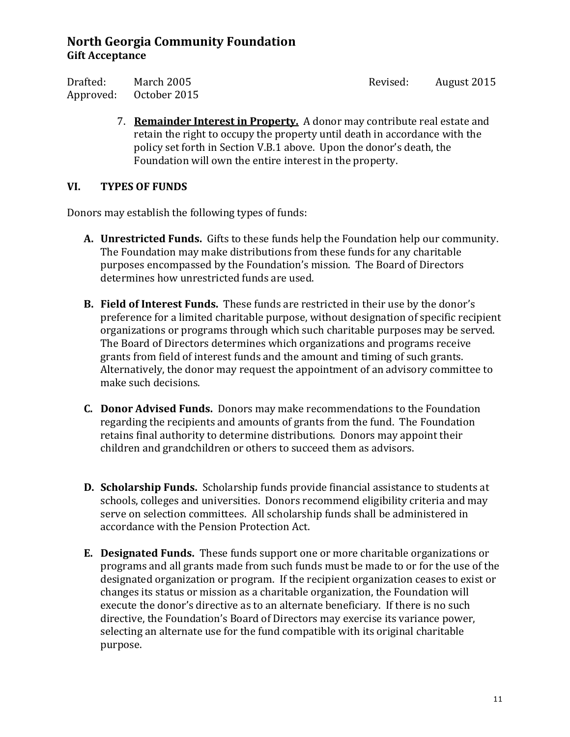7. **Remainder Interest in Property.** A donor may contribute real estate and retain the right to occupy the property until death in accordance with the policy set forth in Section V.B.1 above. Upon the donor's death, the Foundation will own the entire interest in the property.

## VI. TYPES OF FUNDS

Donors may establish the following types of funds:

**A. Unrestricted Funds.** Gifts to these funds help the Foundation help our community. The Foundation may make distributions from these funds for any charitable purposes encompassed by the Foundation's mission. The Board of Directors determines how unrestricted funds are used.

**B. Field of Interest Funds.** These funds are restricted in their use by the donor's preference for a limited charitable purpose, without designation of specific recipient organizations or programs through which such charitable purposes may be served. The Board of Directors determines which organizations and programs receive grants from field of interest funds and the amount and timing of such grants. Alternatively, the donor may request the appointment of an advisory committee to make such decisions.

**C. Donor Advised Funds.** Donors may make recommendations to the Foundation regarding the recipients and amounts of grants from the fund. The Foundation retains final authority to determine distributions. Donors may appoint their children and grandchildren or others to succeed them as advisors.

**D. Scholarship Funds.** Scholarship funds provide financial assistance to students at schools, colleges and universities. Donors recommend eligibility criteria and may serve on selection committees. All scholarship funds shall be administered in accordance with the Pension Protection Act.

**E. Designated Funds.** These funds support one or more charitable organizations or programs and all grants made from such funds must be made to or for the use of the designated organization or program. If the recipient organization ceases to exist or changes its status or mission as a charitable organization, the Foundation will execute the donor's directive as to an alternate beneficiary. If there is no such directive, the Foundation's Board of Directors may exercise its variance power, selecting an alternate use for the fund compatible with its original charitable purpose.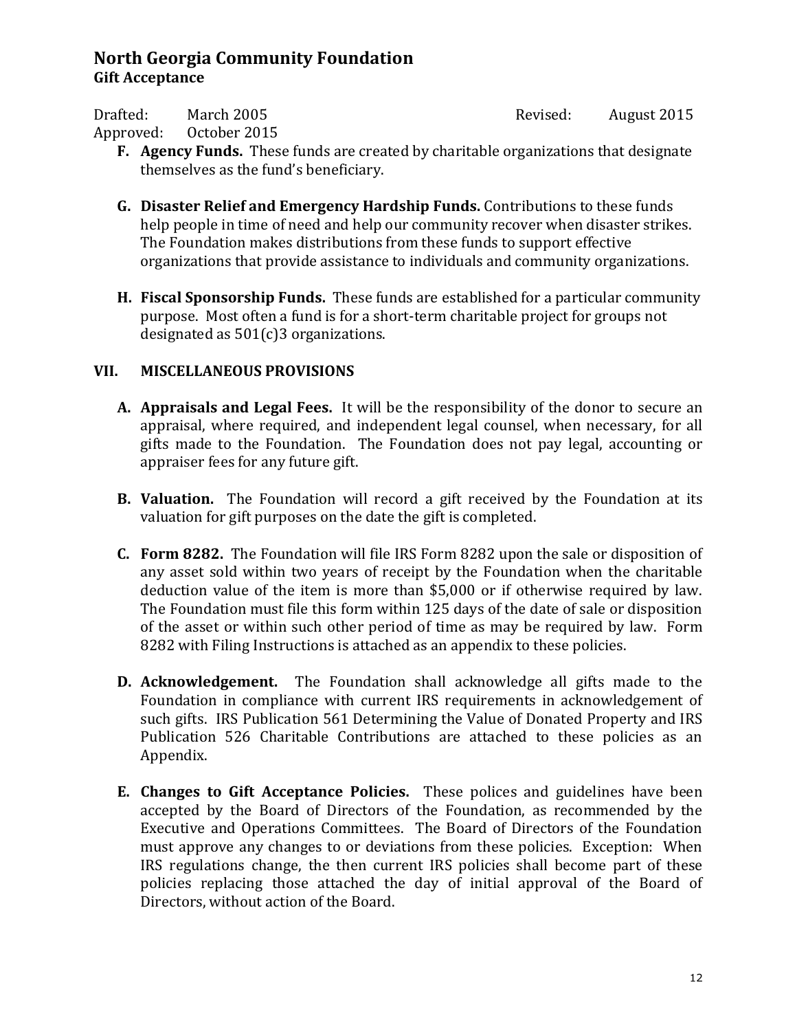- **F. Agency Funds.** These funds are created by charitable organizations that designate themselves as the fund's beneficiary.

- **G. Disaster Relief and Emergency Hardship Funds.** Contributions to these funds help people in time of need and help our community recover when disaster strikes. The Foundation makes distributions from these funds to support effective organizations that provide assistance to individuals and community organizations.

- **H. Fiscal Sponsorship Funds.** These funds are established for a particular community purpose. Most often a fund is for a short-term charitable project for groups not designated as 501(c)3 organizations.

## VII. MISCELLANEOUS PROVISIONS

- **A. Appraisals and Legal Fees.** It will be the responsibility of the donor to secure an appraisal, where required, and independent legal counsel, when necessary, for all gifts made to the Foundation. The Foundation does not pay legal, accounting or appraiser fees for any future gift.

- **B. Valuation.** The Foundation will record a gift received by the Foundation at its valuation for gift purposes on the date the gift is completed.

- **C. Form 8282.** The Foundation will file IRS Form 8282 upon the sale or disposition of any asset sold within two years of receipt by the Foundation when the charitable deduction value of the item is more than $5,000 or if otherwise required by law. The Foundation must file this form within 125 days of the date of sale or disposition of the asset or within such other period of time as may be required by law. Form 8282 with Filing Instructions is attached as an appendix to these policies.

- **D. Acknowledgement.** The Foundation shall acknowledge all gifts made to the Foundation in compliance with current IRS requirements in acknowledgement of such gifts. IRS Publication 561 Determining the Value of Donated Property and IRS Publication 526 Charitable Contributions are attached to these policies as an Appendix.

- **E. Changes to Gift Acceptance Policies.** These polices and guidelines have been accepted by the Board of Directors of the Foundation, as recommended by the Executive and Operations Committees. The Board of Directors of the Foundation must approve any changes to or deviations from these policies. Exception: When IRS regulations change, the then current IRS policies shall become part of these policies replacing those attached the day of initial approval of the Board of Directors, without action of the Board.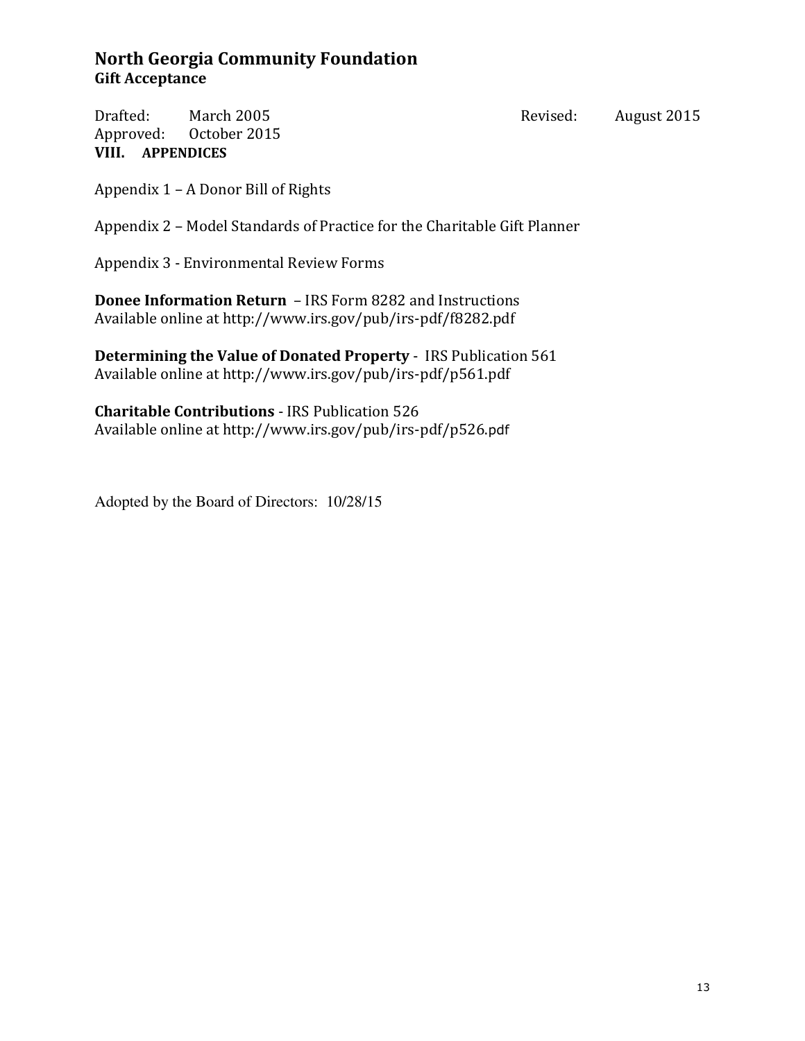## North Georgia Community Foundation
### Gift Acceptance

Drafted: March 2005 Revised: August 2015
Approved: October 2015

**VIII. APPENDICES**

Appendix 1 – A Donor Bill of Rights

Appendix 2 – Model Standards of Practice for the Charitable Gift Planner

Appendix 3 - Environmental Review Forms

**Donee Information Return** – IRS Form 8282 and Instructions
Available online at http://www.irs.gov/pub/irs-pdf/f8282.pdf

**Determining the Value of Donated Property** - IRS Publication 561
Available online at http://www.irs.gov/pub/irs-pdf/p561.pdf

**Charitable Contributions** - IRS Publication 526
Available online at http://www.irs.gov/pub/irs-pdf/p526.pdf

Adopted by the Board of Directors: 10/28/15